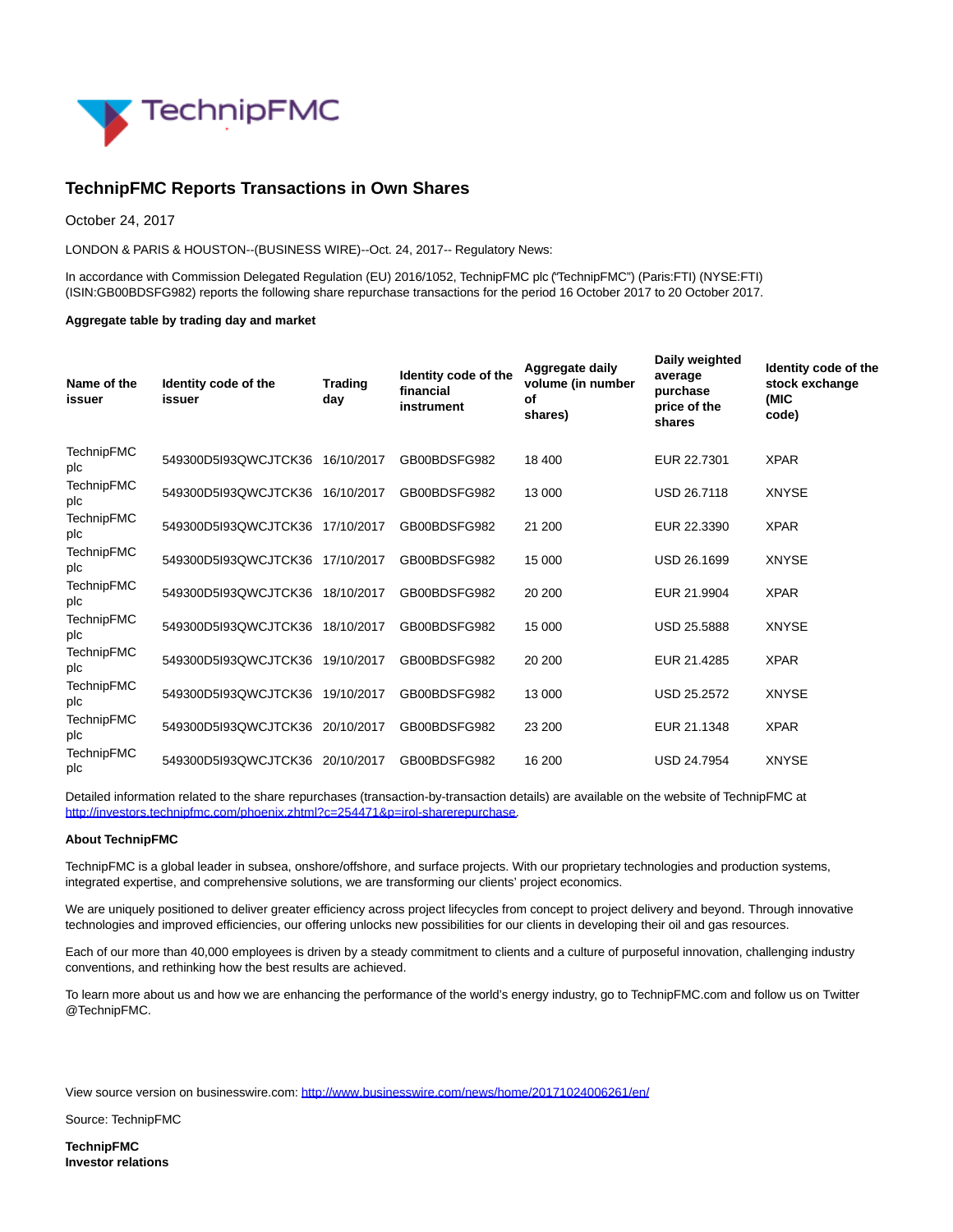# TechnipFMC Reports Transactions in Own Shares

October 24, 2017

LONDON & PARIS & HOUSTON--(BUSINESS WIRE)--Oct. 24, 2017-- Regulatory News:

In accordance with Commission Delegated Regulation (EU) 2016/1052, TechnipFMC plc ("TechnipFMC") (Paris:FTI) (NYSE:FTI) (ISIN:GB00BDSFG982) reports the following share repurchase transactions for the period 16 October 2017 to 20 October 2017.

**Aggregate table by trading day and market**

| Name of the issuer | Identity code of the issuer | Trading day | Identity code of the financial instrument | Aggregate daily volume (in number of shares) | Daily weighted average purchase price of the shares | Identity code of the stock exchange (MIC code) |
|---|---|---|---|---|---|---|
| TechnipFMC plc | 549300D5I93QWCJTCK36 | 16/10/2017 | GB00BDSFG982 | 18 400 | EUR 22.7301 | XPAR |
| TechnipFMC plc | 549300D5I93QWCJTCK36 | 16/10/2017 | GB00BDSFG982 | 13 000 | USD 26.7118 | XNYSE |
| TechnipFMC plc | 549300D5I93QWCJTCK36 | 17/10/2017 | GB00BDSFG982 | 21 200 | EUR 22.3390 | XPAR |
| TechnipFMC plc | 549300D5I93QWCJTCK36 | 17/10/2017 | GB00BDSFG982 | 15 000 | USD 26.1699 | XNYSE |
| TechnipFMC plc | 549300D5I93QWCJTCK36 | 18/10/2017 | GB00BDSFG982 | 20 200 | EUR 21.9904 | XPAR |
| TechnipFMC plc | 549300D5I93QWCJTCK36 | 18/10/2017 | GB00BDSFG982 | 15 000 | USD 25.5888 | XNYSE |
| TechnipFMC plc | 549300D5I93QWCJTCK36 | 19/10/2017 | GB00BDSFG982 | 20 200 | EUR 21.4285 | XPAR |
| TechnipFMC plc | 549300D5I93QWCJTCK36 | 19/10/2017 | GB00BDSFG982 | 13 000 | USD 25.2572 | XNYSE |
| TechnipFMC plc | 549300D5I93QWCJTCK36 | 20/10/2017 | GB00BDSFG982 | 23 200 | EUR 21.1348 | XPAR |
| TechnipFMC plc | 549300D5I93QWCJTCK36 | 20/10/2017 | GB00BDSFG982 | 16 200 | USD 24.7954 | XNYSE |

Detailed information related to the share repurchases (transaction-by-transaction details) are available on the website of TechnipFMC at http://investors.technipfmc.com/phoenix.zhtml?c=254471&p=irol-sharerepurchase.

**About TechnipFMC**

TechnipFMC is a global leader in subsea, onshore/offshore, and surface projects. With our proprietary technologies and production systems, integrated expertise, and comprehensive solutions, we are transforming our clients' project economics.

We are uniquely positioned to deliver greater efficiency across project lifecycles from concept to project delivery and beyond. Through innovative technologies and improved efficiencies, our offering unlocks new possibilities for our clients in developing their oil and gas resources.

Each of our more than 40,000 employees is driven by a steady commitment to clients and a culture of purposeful innovation, challenging industry conventions, and rethinking how the best results are achieved.

To learn more about us and how we are enhancing the performance of the world's energy industry, go to TechnipFMC.com and follow us on Twitter @TechnipFMC.

View source version on businesswire.com: http://www.businesswire.com/news/home/20171024006261/en/

Source: TechnipFMC

**TechnipFMC**
**Investor relations**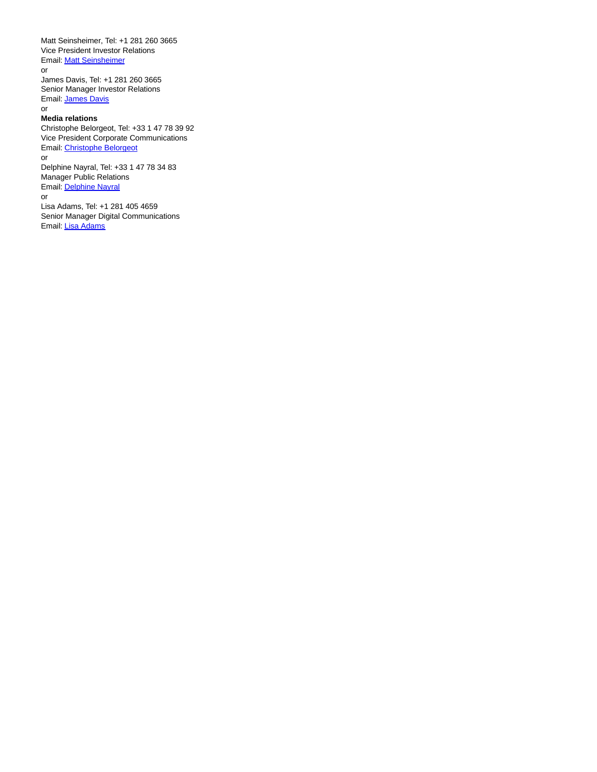Matt Seinsheimer, Tel: +1 281 260 3665
Vice President Investor Relations
Email: Matt Seinsheimer
or
James Davis, Tel: +1 281 260 3665
Senior Manager Investor Relations
Email: James Davis
or
**Media relations**
Christophe Belorgeot, Tel: +33 1 47 78 39 92
Vice President Corporate Communications
Email: Christophe Belorgeot
or
Delphine Nayral, Tel: +33 1 47 78 34 83
Manager Public Relations
Email: Delphine Nayral
or
Lisa Adams, Tel: +1 281 405 4659
Senior Manager Digital Communications
Email: Lisa Adams